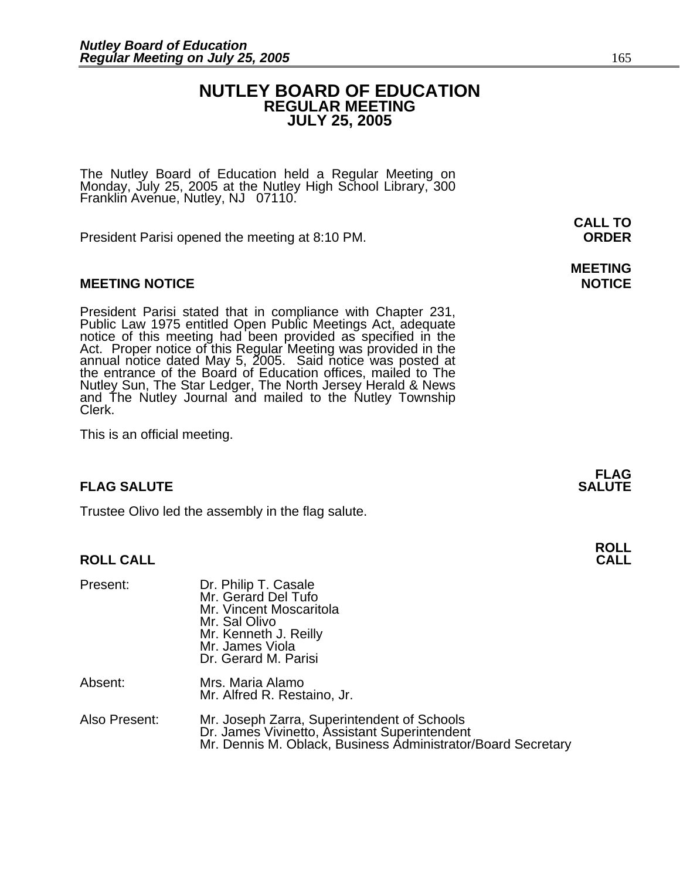# NUTLEY BOARD OF EDUCATION
## REGULAR MEETING
## JULY 25, 2005

The Nutley Board of Education held a Regular Meeting on Monday, July 25, 2005 at the Nutley High School Library, 300 Franklin Avenue, Nutley, NJ 07110.

**CALL TO ORDER**

President Parisi opened the meeting at 8:10 PM.

**MEETING NOTICE**

President Parisi stated that in compliance with Chapter 231, Public Law 1975 entitled Open Public Meetings Act, adequate notice of this meeting had been provided as specified in the Act. Proper notice of this Regular Meeting was provided in the annual notice dated May 5, 2005. Said notice was posted at the entrance of the Board of Education offices, mailed to The Nutley Sun, The Star Ledger, The North Jersey Herald & News and The Nutley Journal and mailed to the Nutley Township Clerk.

This is an official meeting.

**FLAG SALUTE**

Trustee Olivo led the assembly in the flag salute.

**ROLL CALL**

Present:
- Dr. Philip T. Casale
- Mr. Gerard Del Tufo
- Mr. Vincent Moscaritola
- Mr. Sal Olivo
- Mr. Kenneth J. Reilly
- Mr. James Viola
- Dr. Gerard M. Parisi

Absent:
- Mrs. Maria Alamo
- Mr. Alfred R. Restaino, Jr.

Also Present:
- Mr. Joseph Zarra, Superintendent of Schools
- Dr. James Vivinetto, Assistant Superintendent
- Mr. Dennis M. Oblack, Business Administrator/Board Secretary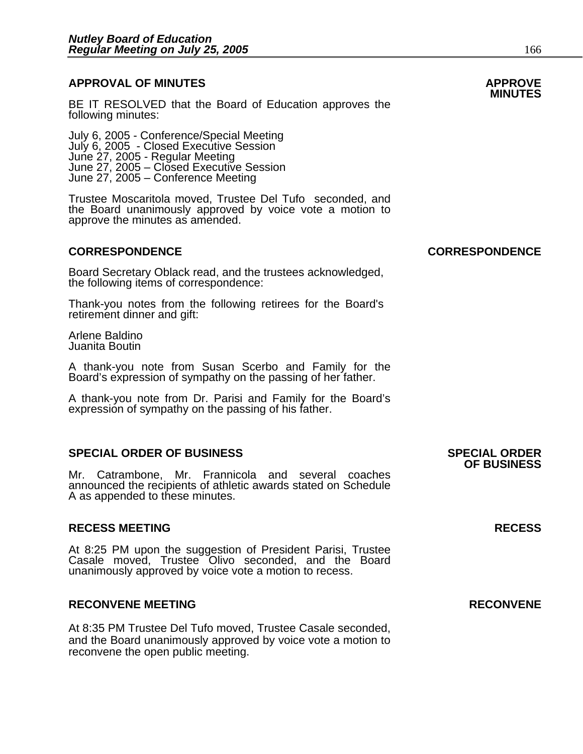## APPROVAL OF MINUTES

**APPROVE MINUTES**

BE IT RESOLVED that the Board of Education approves the following minutes:

July 6, 2005 - Conference/Special Meeting
July 6, 2005 - Closed Executive Session
June 27, 2005 - Regular Meeting
June 27, 2005 – Closed Executive Session
June 27, 2005 – Conference Meeting

Trustee Moscaritola moved, Trustee Del Tufo seconded, and the Board unanimously approved by voice vote a motion to approve the minutes as amended.

## CORRESPONDENCE

**CORRESPONDENCE**

Board Secretary Oblack read, and the trustees acknowledged, the following items of correspondence:

Thank-you notes from the following retirees for the Board's retirement dinner and gift:

Arlene Baldino
Juanita Boutin

A thank-you note from Susan Scerbo and Family for the Board's expression of sympathy on the passing of her father.

A thank-you note from Dr. Parisi and Family for the Board's expression of sympathy on the passing of his father.

## SPECIAL ORDER OF BUSINESS

**SPECIAL ORDER OF BUSINESS**

Mr. Catrambone, Mr. Frannicola and several coaches announced the recipients of athletic awards stated on Schedule A as appended to these minutes.

## RECESS MEETING

**RECESS**

At 8:25 PM upon the suggestion of President Parisi, Trustee Casale moved, Trustee Olivo seconded, and the Board unanimously approved by voice vote a motion to recess.

## RECONVENE MEETING

**RECONVENE**

At 8:35 PM Trustee Del Tufo moved, Trustee Casale seconded, and the Board unanimously approved by voice vote a motion to reconvene the open public meeting.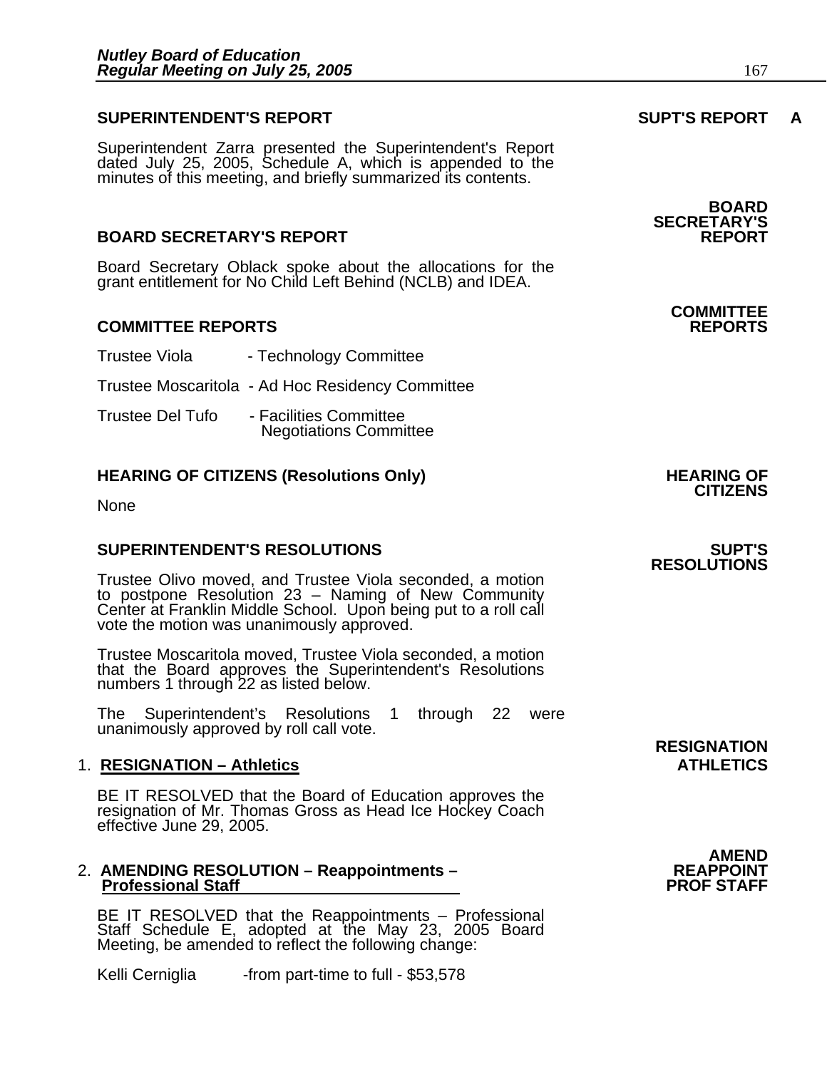## SUPERINTENDENT'S REPORT

**SUPT'S REPORT A**

Superintendent Zarra presented the Superintendent's Report dated July 25, 2005, Schedule A, which is appended to the minutes of this meeting, and briefly summarized its contents.

## BOARD SECRETARY'S REPORT

**BOARD SECRETARY'S REPORT**

Board Secretary Oblack spoke about the allocations for the grant entitlement for No Child Left Behind (NCLB) and IDEA.

## COMMITTEE REPORTS

**COMMITTEE REPORTS**

Trustee Viola - Technology Committee

Trustee Moscaritola - Ad Hoc Residency Committee

Trustee Del Tufo - Facilities Committee
Negotiations Committee

## HEARING OF CITIZENS (Resolutions Only)

**HEARING OF CITIZENS**

None

## SUPERINTENDENT'S RESOLUTIONS

**SUPT'S RESOLUTIONS**

Trustee Olivo moved, and Trustee Viola seconded, a motion to postpone Resolution 23 – Naming of New Community Center at Franklin Middle School. Upon being put to a roll call vote the motion was unanimously approved.

Trustee Moscaritola moved, Trustee Viola seconded, a motion that the Board approves the Superintendent's Resolutions numbers 1 through 22 as listed below.

The Superintendent's Resolutions 1 through 22 were unanimously approved by roll call vote.

1. **RESIGNATION – Athletics**

**RESIGNATION ATHLETICS**

BE IT RESOLVED that the Board of Education approves the resignation of Mr. Thomas Gross as Head Ice Hockey Coach effective June 29, 2005.

2. **AMENDING RESOLUTION – Reappointments – Professional Staff**

**AMEND REAPPOINT PROF STAFF**

BE IT RESOLVED that the Reappointments – Professional Staff Schedule E, adopted at the May 23, 2005 Board Meeting, be amended to reflect the following change:

Kelli Cerniglia -from part-time to full - $53,578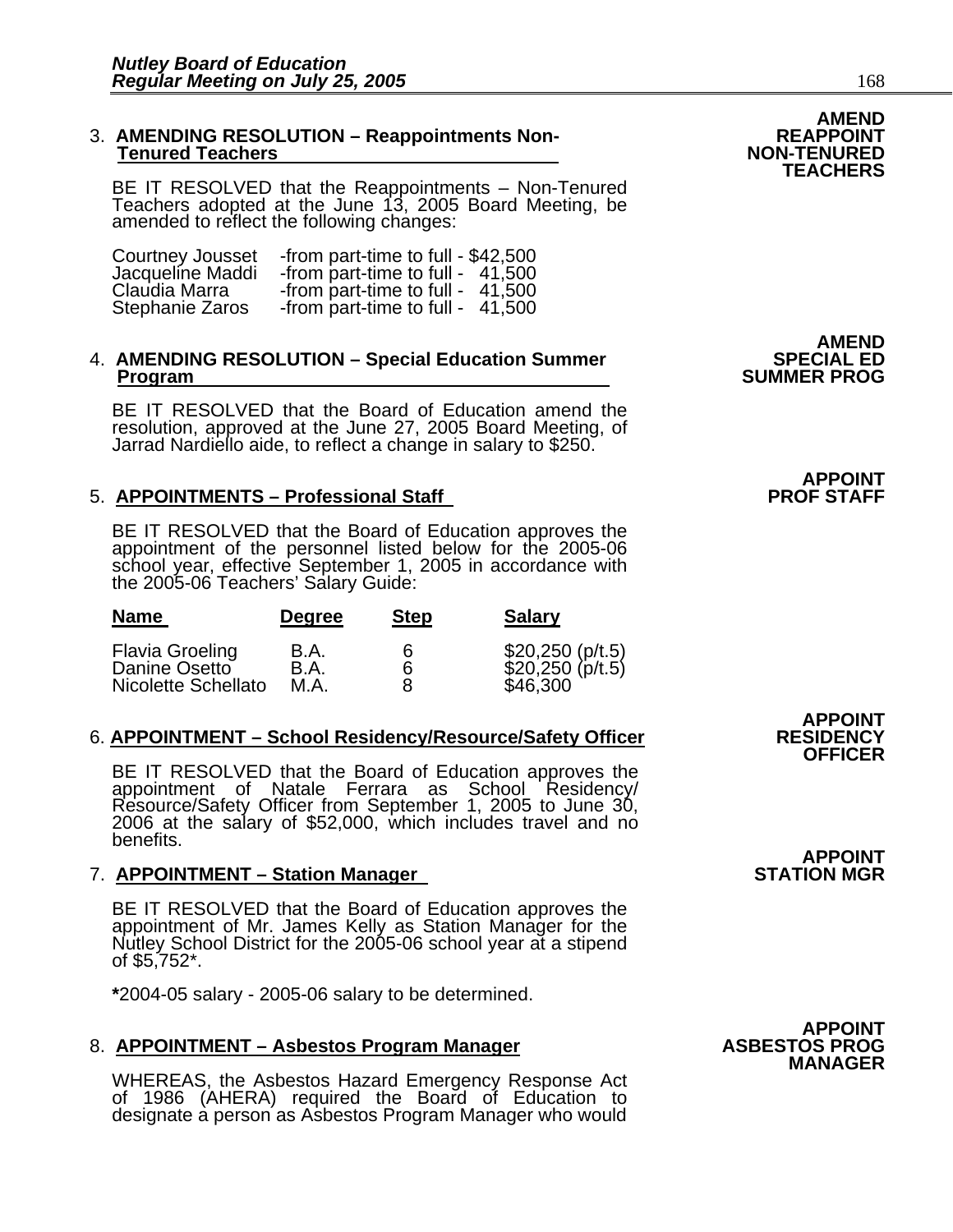**AMEND REAPPOINT NON-TENURED TEACHERS**

3. **AMENDING RESOLUTION – Reappointments Non-Tenured Teachers**

   BE IT RESOLVED that the Reappointments – Non-Tenured Teachers adopted at the June 13, 2005 Board Meeting, be amended to reflect the following changes:

   | | |
   |---|---|
   | Courtney Jousset | -from part-time to full - $42,500 |
   | Jacqueline Maddi | -from part-time to full - 41,500 |
   | Claudia Marra | -from part-time to full - 41,500 |
   | Stephanie Zaros | -from part-time to full - 41,500 |

**AMEND SPECIAL ED SUMMER PROG**

4. **AMENDING RESOLUTION – Special Education Summer Program**

   BE IT RESOLVED that the Board of Education amend the resolution, approved at the June 27, 2005 Board Meeting, of Jarrad Nardiello aide, to reflect a change in salary to $250.

**APPOINT PROF STAFF**

5. **APPOINTMENTS – Professional Staff**

   BE IT RESOLVED that the Board of Education approves the appointment of the personnel listed below for the 2005-06 school year, effective September 1, 2005 in accordance with the 2005-06 Teachers' Salary Guide:

   | Name | Degree | Step | Salary |
   |---|---|---|---|
   | Flavia Groeling | B.A. | 6 | $20,250 (p/t.5) |
   | Danine Osetto | B.A. | 6 | $20,250 (p/t.5) |
   | Nicolette Schellato | M.A. | 8 | $46,300 |

**APPOINT RESIDENCY OFFICER**

6. **APPOINTMENT – School Residency/Resource/Safety Officer**

   BE IT RESOLVED that the Board of Education approves the appointment of Natale Ferrara as School Residency/ Resource/Safety Officer from September 1, 2005 to June 30, 2006 at the salary of $52,000, which includes travel and no benefits.

**APPOINT STATION MGR**

7. **APPOINTMENT – Station Manager**

   BE IT RESOLVED that the Board of Education approves the appointment of Mr. James Kelly as Station Manager for the Nutley School District for the 2005-06 school year at a stipend of $5,752*.

   **\***2004-05 salary - 2005-06 salary to be determined.

**APPOINT ASBESTOS PROG MANAGER**

8. **APPOINTMENT – Asbestos Program Manager**

   WHEREAS, the Asbestos Hazard Emergency Response Act of 1986 (AHERA) required the Board of Education to designate a person as Asbestos Program Manager who would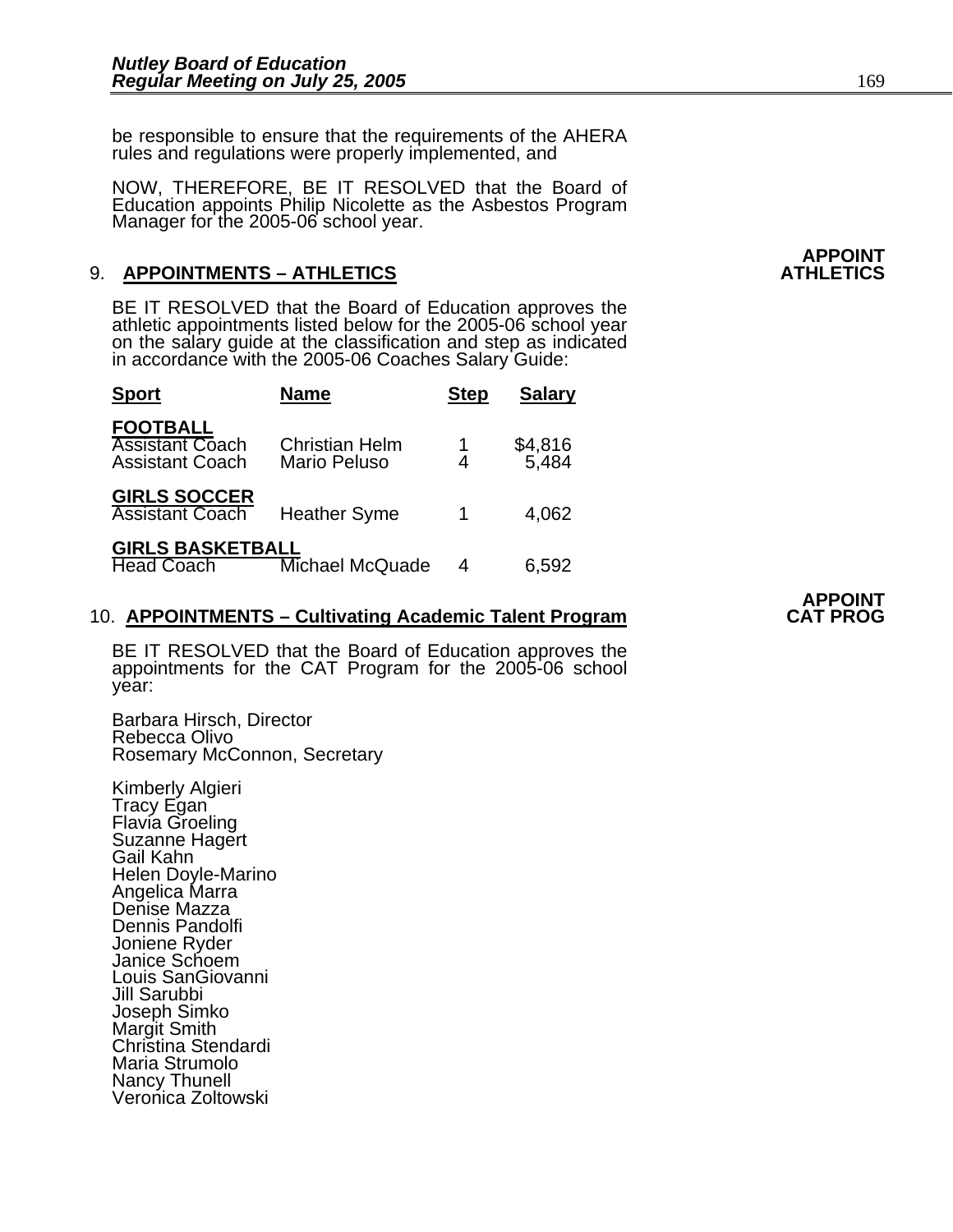be responsible to ensure that the requirements of the AHERA rules and regulations were properly implemented, and

NOW, THEREFORE, BE IT RESOLVED that the Board of Education appoints Philip Nicolette as the Asbestos Program Manager for the 2005-06 school year.

**APPOINT ATHLETICS**

9. **APPOINTMENTS – ATHLETICS**

BE IT RESOLVED that the Board of Education approves the athletic appointments listed below for the 2005-06 school year on the salary guide at the classification and step as indicated in accordance with the 2005-06 Coaches Salary Guide:

| Sport | Name | Step | Salary |
|---|---|---|---|
| **FOOTBALL** | | | |
| Assistant Coach | Christian Helm | 1 | $4,816 |
| Assistant Coach | Mario Peluso | 4 | 5,484 |
| **GIRLS SOCCER** | | | |
| Assistant Coach | Heather Syme | 1 | 4,062 |
| **GIRLS BASKETBALL** | | | |
| Head Coach | Michael McQuade | 4 | 6,592 |

**APPOINT CAT PROG**

10. **APPOINTMENTS – Cultivating Academic Talent Program**

BE IT RESOLVED that the Board of Education approves the appointments for the CAT Program for the 2005-06 school year:

Barbara Hirsch, Director
Rebecca Olivo
Rosemary McConnon, Secretary

Kimberly Algieri
Tracy Egan
Flavia Groeling
Suzanne Hagert
Gail Kahn
Helen Doyle-Marino
Angelica Marra
Denise Mazza
Dennis Pandolfi
Joniene Ryder
Janice Schoem
Louis SanGiovanni
Jill Sarubbi
Joseph Simko
Margit Smith
Christina Stendardi
Maria Strumolo
Nancy Thunell
Veronica Zoltowski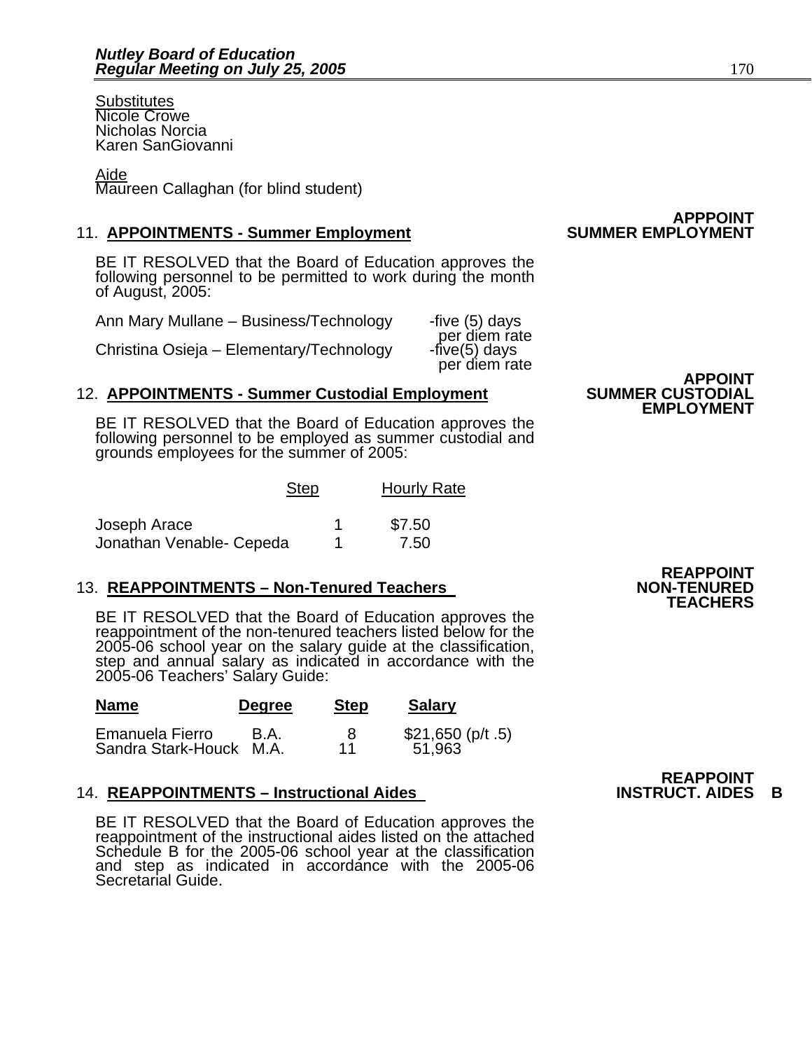Substitutes
Nicole Crowe
Nicholas Norcia
Karen SanGiovanni

Aide
Maureen Callaghan (for blind student)

**APPPOINT SUMMER EMPLOYMENT**

11. **APPOINTMENTS - Summer Employment**

BE IT RESOLVED that the Board of Education approves the following personnel to be permitted to work during the month of August, 2005:

| | |
|---|---|
| Ann Mary Mullane – Business/Technology | -five (5) days per diem rate |
| Christina Osieja – Elementary/Technology | -five(5) days per diem rate |

**APPOINT SUMMER CUSTODIAL EMPLOYMENT**

12. **APPOINTMENTS - Summer Custodial Employment**

BE IT RESOLVED that the Board of Education approves the following personnel to be employed as summer custodial and grounds employees for the summer of 2005:

| | Step | Hourly Rate |
|---|---|---|
| Joseph Arace | 1 | $7.50 |
| Jonathan Venable- Cepeda | 1 | 7.50 |

**REAPPOINT NON-TENURED TEACHERS**

13. **REAPPOINTMENTS – Non-Tenured Teachers**

BE IT RESOLVED that the Board of Education approves the reappointment of the non-tenured teachers listed below for the 2005-06 school year on the salary guide at the classification, step and annual salary as indicated in accordance with the 2005-06 Teachers' Salary Guide:

| Name | Degree | Step | Salary |
|---|---|---|---|
| Emanuela Fierro | B.A. | 8 | $21,650 (p/t .5) |
| Sandra Stark-Houck | M.A. | 11 | 51,963 |

**REAPPOINT INSTRUCT. AIDES B**

14. **REAPPOINTMENTS – Instructional Aides**

BE IT RESOLVED that the Board of Education approves the reappointment of the instructional aides listed on the attached Schedule B for the 2005-06 school year at the classification and step as indicated in accordance with the 2005-06 Secretarial Guide.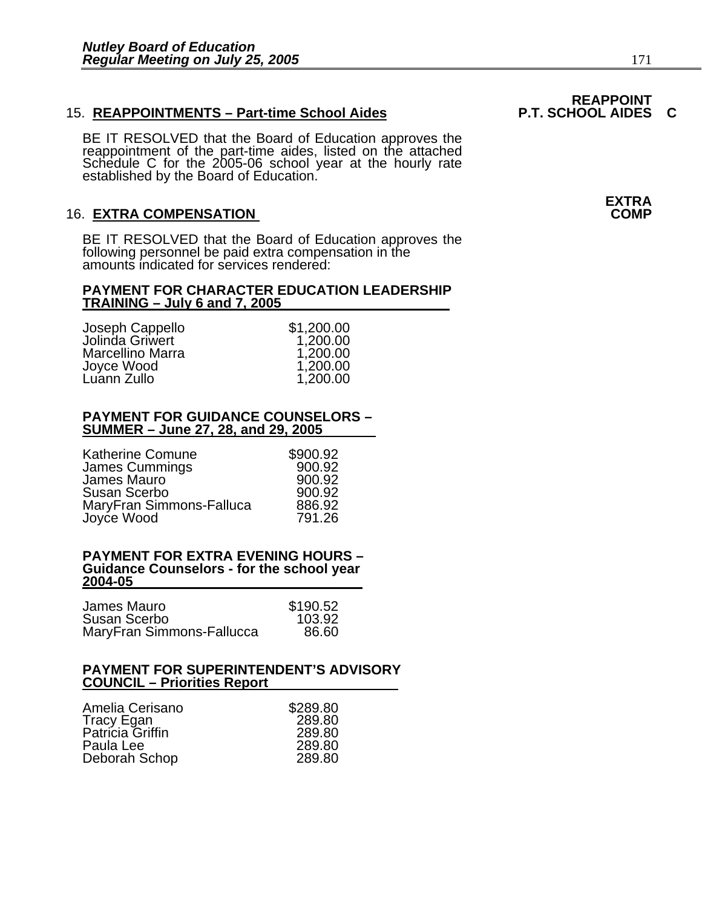**REAPPOINT P.T. SCHOOL AIDES C**

15. **REAPPOINTMENTS – Part-time School Aides**

BE IT RESOLVED that the Board of Education approves the reappointment of the part-time aides, listed on the attached Schedule C for the 2005-06 school year at the hourly rate established by the Board of Education.

**EXTRA COMP**

16. **EXTRA COMPENSATION**

BE IT RESOLVED that the Board of Education approves the following personnel be paid extra compensation in the amounts indicated for services rendered:

**PAYMENT FOR CHARACTER EDUCATION LEADERSHIP TRAINING – July 6 and 7, 2005**

| | |
|---|---|
| Joseph Cappello | $1,200.00 |
| Jolinda Griwert | 1,200.00 |
| Marcellino Marra | 1,200.00 |
| Joyce Wood | 1,200.00 |
| Luann Zullo | 1,200.00 |

**PAYMENT FOR GUIDANCE COUNSELORS – SUMMER – June 27, 28, and 29, 2005**

| | |
|---|---|
| Katherine Comune | $900.92 |
| James Cummings | 900.92 |
| James Mauro | 900.92 |
| Susan Scerbo | 900.92 |
| MaryFran Simmons-Falluca | 886.92 |
| Joyce Wood | 791.26 |

**PAYMENT FOR EXTRA EVENING HOURS – Guidance Counselors - for the school year 2004-05**

| | |
|---|---|
| James Mauro | $190.52 |
| Susan Scerbo | 103.92 |
| MaryFran Simmons-Fallucca | 86.60 |

**PAYMENT FOR SUPERINTENDENT'S ADVISORY COUNCIL – Priorities Report**

| | |
|---|---|
| Amelia Cerisano | $289.80 |
| Tracy Egan | 289.80 |
| Patricia Griffin | 289.80 |
| Paula Lee | 289.80 |
| Deborah Schop | 289.80 |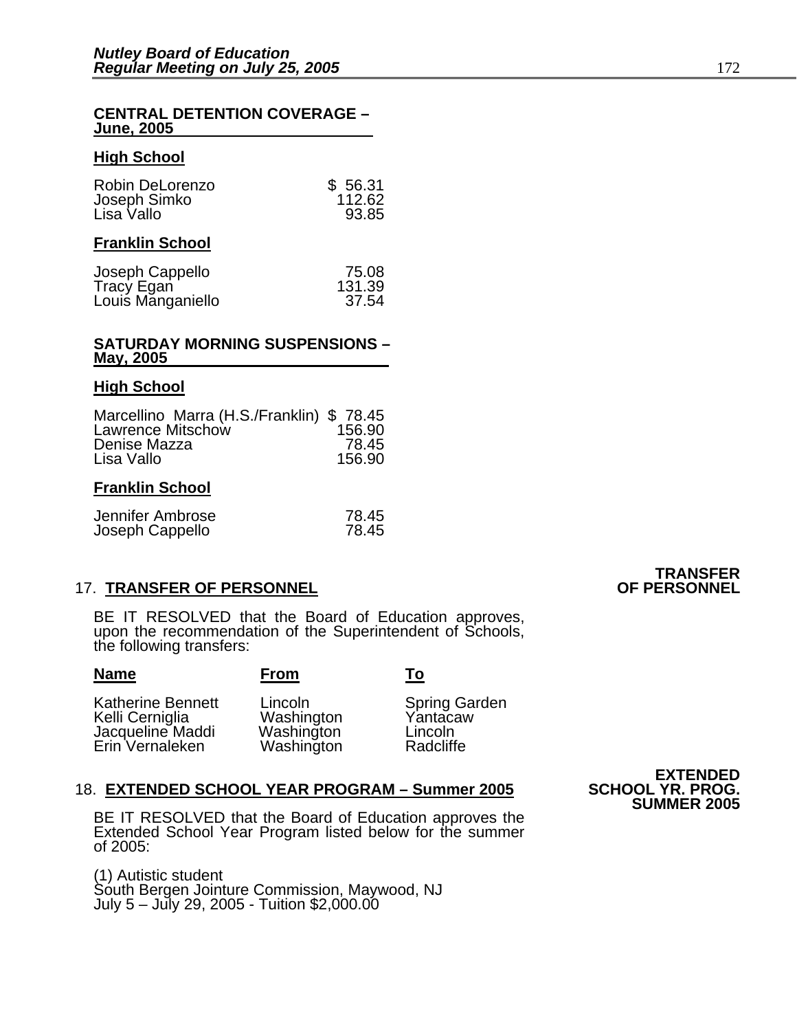**CENTRAL DETENTION COVERAGE – June, 2005**

**High School**

| | |
|---|---|
| Robin DeLorenzo | $ 56.31 |
| Joseph Simko | 112.62 |
| Lisa Vallo | 93.85 |

**Franklin School**

| | |
|---|---|
| Joseph Cappello | 75.08 |
| Tracy Egan | 131.39 |
| Louis Manganiello | 37.54 |

**SATURDAY MORNING SUSPENSIONS – May, 2005**

**High School**

| | |
|---|---|
| Marcellino Marra (H.S./Franklin) | $ 78.45 |
| Lawrence Mitschow | 156.90 |
| Denise Mazza | 78.45 |
| Lisa Vallo | 156.90 |

**Franklin School**

| | |
|---|---|
| Jennifer Ambrose | 78.45 |
| Joseph Cappello | 78.45 |

17. **TRANSFER OF PERSONNEL** — **TRANSFER OF PERSONNEL**

BE IT RESOLVED that the Board of Education approves, upon the recommendation of the Superintendent of Schools, the following transfers:

| Name | From | To |
|---|---|---|
| Katherine Bennett | Lincoln | Spring Garden |
| Kelli Cerniglia | Washington | Yantacaw |
| Jacqueline Maddi | Washington | Lincoln |
| Erin Vernaleken | Washington | Radcliffe |

18. **EXTENDED SCHOOL YEAR PROGRAM – Summer 2005** — **EXTENDED SCHOOL YR. PROG. SUMMER 2005**

BE IT RESOLVED that the Board of Education approves the Extended School Year Program listed below for the summer of 2005:

(1) Autistic student
South Bergen Jointure Commission, Maywood, NJ
July 5 – July 29, 2005 - Tuition $2,000.00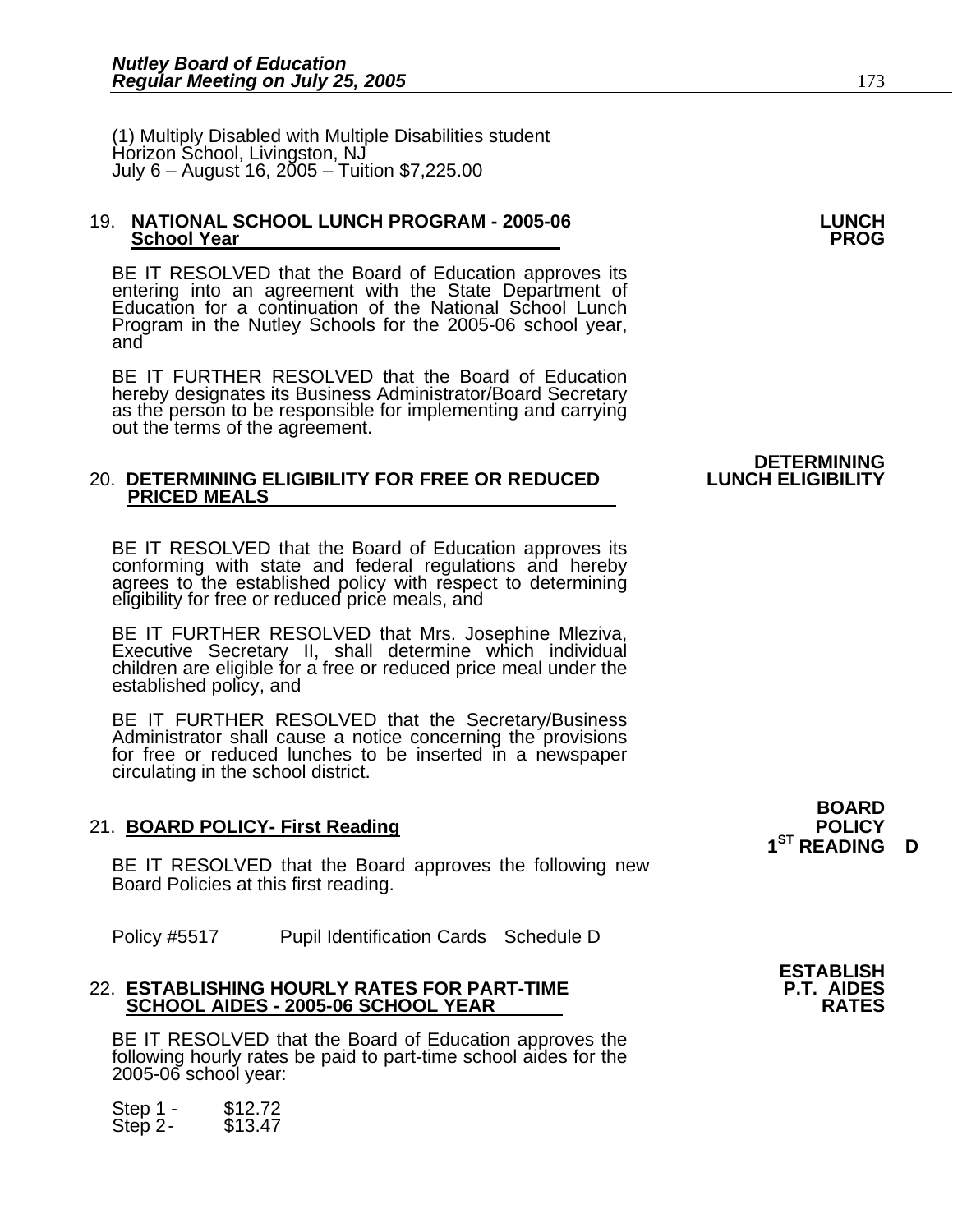(1) Multiply Disabled with Multiple Disabilities student
Horizon School, Livingston, NJ
July 6 – August 16, 2005 – Tuition $7,225.00

19. **NATIONAL SCHOOL LUNCH PROGRAM - 2005-06 School Year** **LUNCH PROG**

BE IT RESOLVED that the Board of Education approves its entering into an agreement with the State Department of Education for a continuation of the National School Lunch Program in the Nutley Schools for the 2005-06 school year, and

BE IT FURTHER RESOLVED that the Board of Education hereby designates its Business Administrator/Board Secretary as the person to be responsible for implementing and carrying out the terms of the agreement.

20. **DETERMINING ELIGIBILITY FOR FREE OR REDUCED PRICED MEALS** **DETERMINING LUNCH ELIGIBILITY**

BE IT RESOLVED that the Board of Education approves its conforming with state and federal regulations and hereby agrees to the established policy with respect to determining eligibility for free or reduced price meals, and

BE IT FURTHER RESOLVED that Mrs. Josephine Mleziva, Executive Secretary II, shall determine which individual children are eligible for a free or reduced price meal under the established policy, and

BE IT FURTHER RESOLVED that the Secretary/Business Administrator shall cause a notice concerning the provisions for free or reduced lunches to be inserted in a newspaper circulating in the school district.

21. **BOARD POLICY- First Reading** **BOARD POLICY 1ST READING D**

BE IT RESOLVED that the Board approves the following new Board Policies at this first reading.

Policy #5517 Pupil Identification Cards Schedule D

22. **ESTABLISHING HOURLY RATES FOR PART-TIME SCHOOL AIDES - 2005-06 SCHOOL YEAR** **ESTABLISH P.T. AIDES RATES**

BE IT RESOLVED that the Board of Education approves the following hourly rates be paid to part-time school aides for the 2005-06 school year:

Step 1 - $12.72
Step 2 - $13.47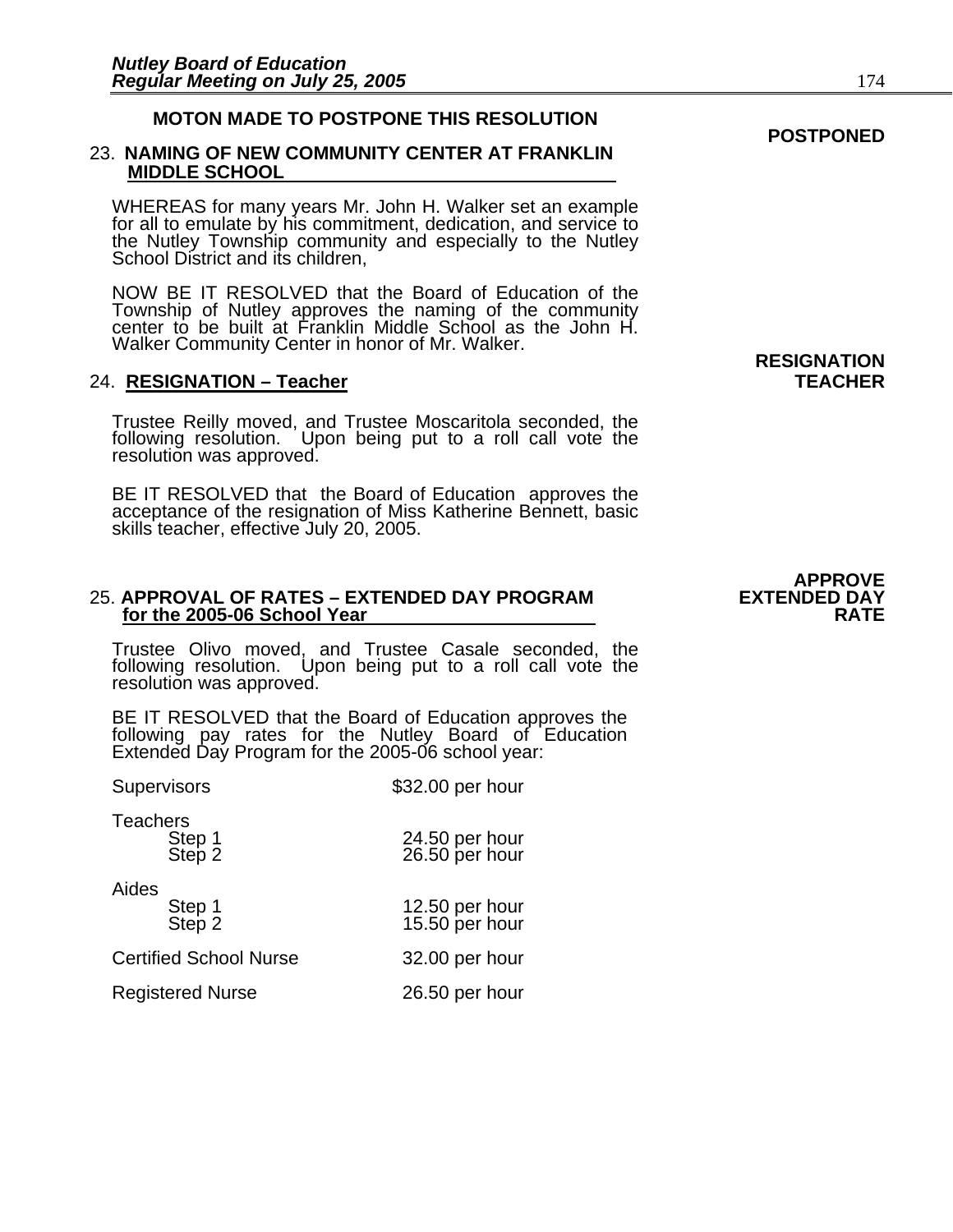**MOTON MADE TO POSTPONE THIS RESOLUTION**

**POSTPONED**

23. **NAMING OF NEW COMMUNITY CENTER AT FRANKLIN MIDDLE SCHOOL**

WHEREAS for many years Mr. John H. Walker set an example for all to emulate by his commitment, dedication, and service to the Nutley Township community and especially to the Nutley School District and its children,

NOW BE IT RESOLVED that the Board of Education of the Township of Nutley approves the naming of the community center to be built at Franklin Middle School as the John H. Walker Community Center in honor of Mr. Walker.

**RESIGNATION TEACHER**

24. **RESIGNATION – Teacher**

Trustee Reilly moved, and Trustee Moscaritola seconded, the following resolution. Upon being put to a roll call vote the resolution was approved.

BE IT RESOLVED that the Board of Education approves the acceptance of the resignation of Miss Katherine Bennett, basic skills teacher, effective July 20, 2005.

**APPROVE EXTENDED DAY RATE**

25. **APPROVAL OF RATES – EXTENDED DAY PROGRAM for the 2005-06 School Year**

Trustee Olivo moved, and Trustee Casale seconded, the following resolution. Upon being put to a roll call vote the resolution was approved.

BE IT RESOLVED that the Board of Education approves the following pay rates for the Nutley Board of Education Extended Day Program for the 2005-06 school year:

| | |
|---|---|
| Supervisors | $32.00 per hour |
| Teachers | |
| Step 1 | 24.50 per hour |
| Step 2 | 26.50 per hour |
| Aides | |
| Step 1 | 12.50 per hour |
| Step 2 | 15.50 per hour |
| Certified School Nurse | 32.00 per hour |
| Registered Nurse | 26.50 per hour |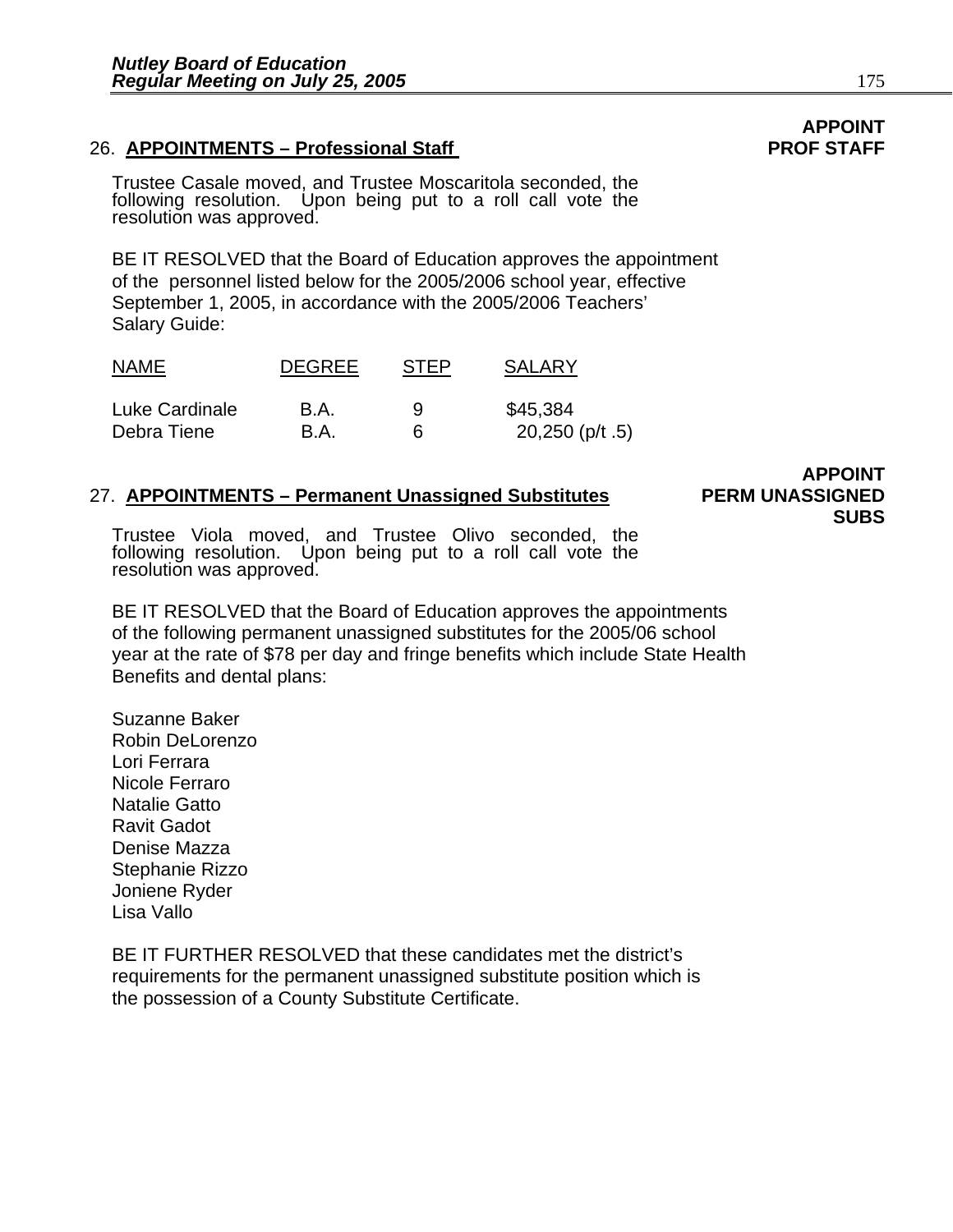## 26. APPOINTMENTS – Professional Staff

**APPOINT PROF STAFF**

Trustee Casale moved, and Trustee Moscaritola seconded, the following resolution. Upon being put to a roll call vote the resolution was approved.

BE IT RESOLVED that the Board of Education approves the appointment of the personnel listed below for the 2005/2006 school year, effective September 1, 2005, in accordance with the 2005/2006 Teachers' Salary Guide:

| NAME | DEGREE | STEP | SALARY |
|---|---|---|---|
| Luke Cardinale | B.A. | 9 | $45,384 |
| Debra Tiene | B.A. | 6 | 20,250 (p/t .5) |

## 27. APPOINTMENTS – Permanent Unassigned Substitutes

**APPOINT PERM UNASSIGNED SUBS**

Trustee Viola moved, and Trustee Olivo seconded, the following resolution. Upon being put to a roll call vote the resolution was approved.

BE IT RESOLVED that the Board of Education approves the appointments of the following permanent unassigned substitutes for the 2005/06 school year at the rate of $78 per day and fringe benefits which include State Health Benefits and dental plans:

Suzanne Baker
Robin DeLorenzo
Lori Ferrara
Nicole Ferraro
Natalie Gatto
Ravit Gadot
Denise Mazza
Stephanie Rizzo
Joniene Ryder
Lisa Vallo

BE IT FURTHER RESOLVED that these candidates met the district's requirements for the permanent unassigned substitute position which is the possession of a County Substitute Certificate.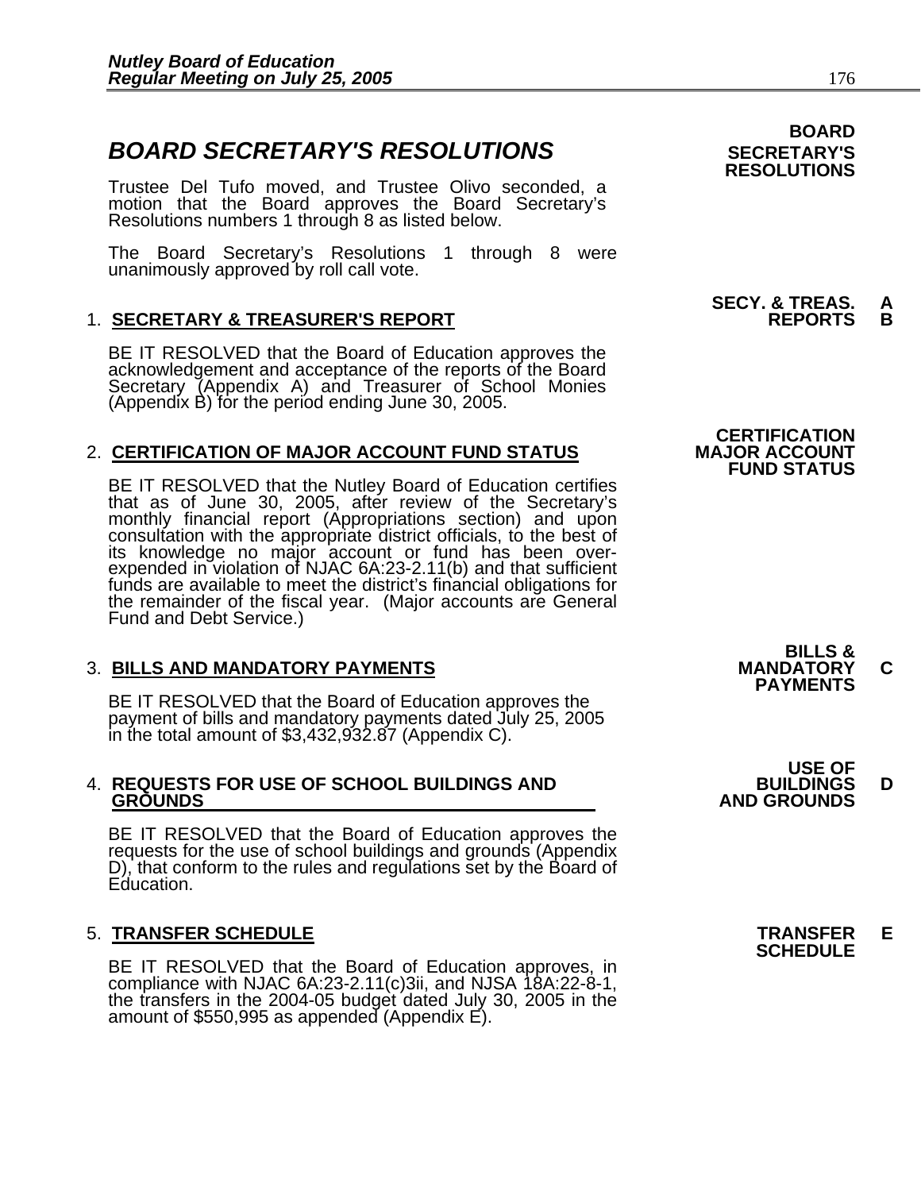# *BOARD SECRETARY'S RESOLUTIONS*

**BOARD SECRETARY'S RESOLUTIONS**

Trustee Del Tufo moved, and Trustee Olivo seconded, a motion that the Board approves the Board Secretary's Resolutions numbers 1 through 8 as listed below.

The Board Secretary's Resolutions 1 through 8 were unanimously approved by roll call vote.

**SECY. & TREAS. REPORTS** **A B**

1. **SECRETARY & TREASURER'S REPORT**

   BE IT RESOLVED that the Board of Education approves the acknowledgement and acceptance of the reports of the Board Secretary (Appendix A) and Treasurer of School Monies (Appendix B) for the period ending June 30, 2005.

**CERTIFICATION MAJOR ACCOUNT FUND STATUS**

2. **CERTIFICATION OF MAJOR ACCOUNT FUND STATUS**

   BE IT RESOLVED that the Nutley Board of Education certifies that as of June 30, 2005, after review of the Secretary's monthly financial report (Appropriations section) and upon consultation with the appropriate district officials, to the best of its knowledge no major account or fund has been over-expended in violation of NJAC 6A:23-2.11(b) and that sufficient funds are available to meet the district's financial obligations for the remainder of the fiscal year. (Major accounts are General Fund and Debt Service.)

**BILLS & MANDATORY PAYMENTS** **C**

3. **BILLS AND MANDATORY PAYMENTS**

   BE IT RESOLVED that the Board of Education approves the payment of bills and mandatory payments dated July 25, 2005 in the total amount of $3,432,932.87 (Appendix C).

**USE OF BUILDINGS AND GROUNDS** **D**

4. **REQUESTS FOR USE OF SCHOOL BUILDINGS AND GROUNDS**

   BE IT RESOLVED that the Board of Education approves the requests for the use of school buildings and grounds (Appendix D), that conform to the rules and regulations set by the Board of Education.

**TRANSFER SCHEDULE** **E**

5. **TRANSFER SCHEDULE**

   BE IT RESOLVED that the Board of Education approves, in compliance with NJAC 6A:23-2.11(c)3ii, and NJSA 18A:22-8-1, the transfers in the 2004-05 budget dated July 30, 2005 in the amount of $550,995 as appended (Appendix E).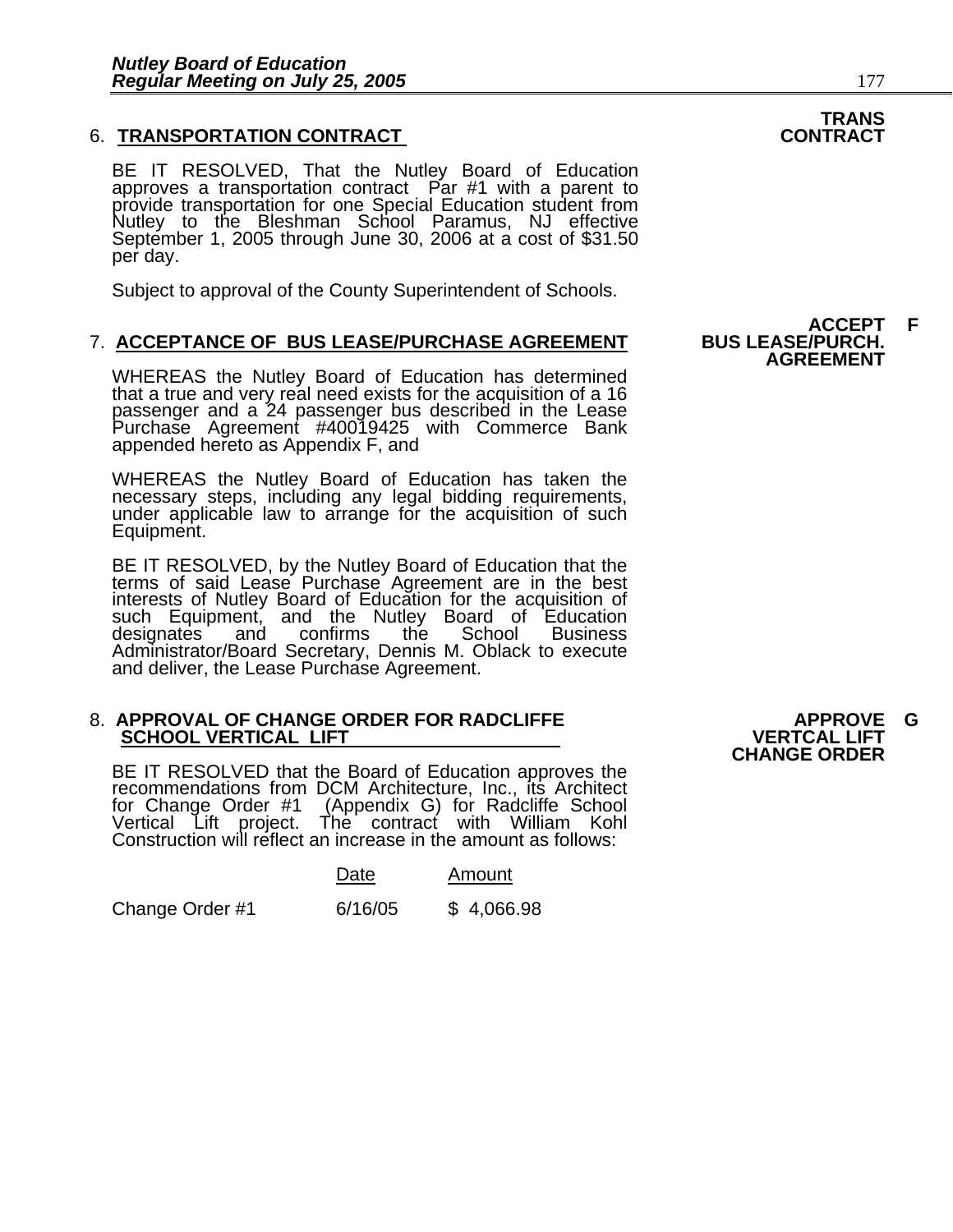**TRANS CONTRACT**

6. **TRANSPORTATION CONTRACT**

BE IT RESOLVED, That the Nutley Board of Education approves a transportation contract Par #1 with a parent to provide transportation for one Special Education student from Nutley to the Bleshman School Paramus, NJ effective September 1, 2005 through June 30, 2006 at a cost of $31.50 per day.

Subject to approval of the County Superintendent of Schools.

**ACCEPT F BUS LEASE/PURCH. AGREEMENT**

7. **ACCEPTANCE OF BUS LEASE/PURCHASE AGREEMENT**

WHEREAS the Nutley Board of Education has determined that a true and very real need exists for the acquisition of a 16 passenger and a 24 passenger bus described in the Lease Purchase Agreement #40019425 with Commerce Bank appended hereto as Appendix F, and

WHEREAS the Nutley Board of Education has taken the necessary steps, including any legal bidding requirements, under applicable law to arrange for the acquisition of such Equipment.

BE IT RESOLVED, by the Nutley Board of Education that the terms of said Lease Purchase Agreement are in the best interests of Nutley Board of Education for the acquisition of such Equipment, and the Nutley Board of Education designates and confirms the School Business Administrator/Board Secretary, Dennis M. Oblack to execute and deliver, the Lease Purchase Agreement.

**APPROVE G VERTCAL LIFT CHANGE ORDER**

8. **APPROVAL OF CHANGE ORDER FOR RADCLIFFE SCHOOL VERTICAL LIFT**

BE IT RESOLVED that the Board of Education approves the recommendations from DCM Architecture, Inc., its Architect for Change Order #1 (Appendix G) for Radcliffe School Vertical Lift project. The contract with William Kohl Construction will reflect an increase in the amount as follows:

| | Date | Amount |
|---|---|---|
| Change Order #1 | 6/16/05 | $ 4,066.98 |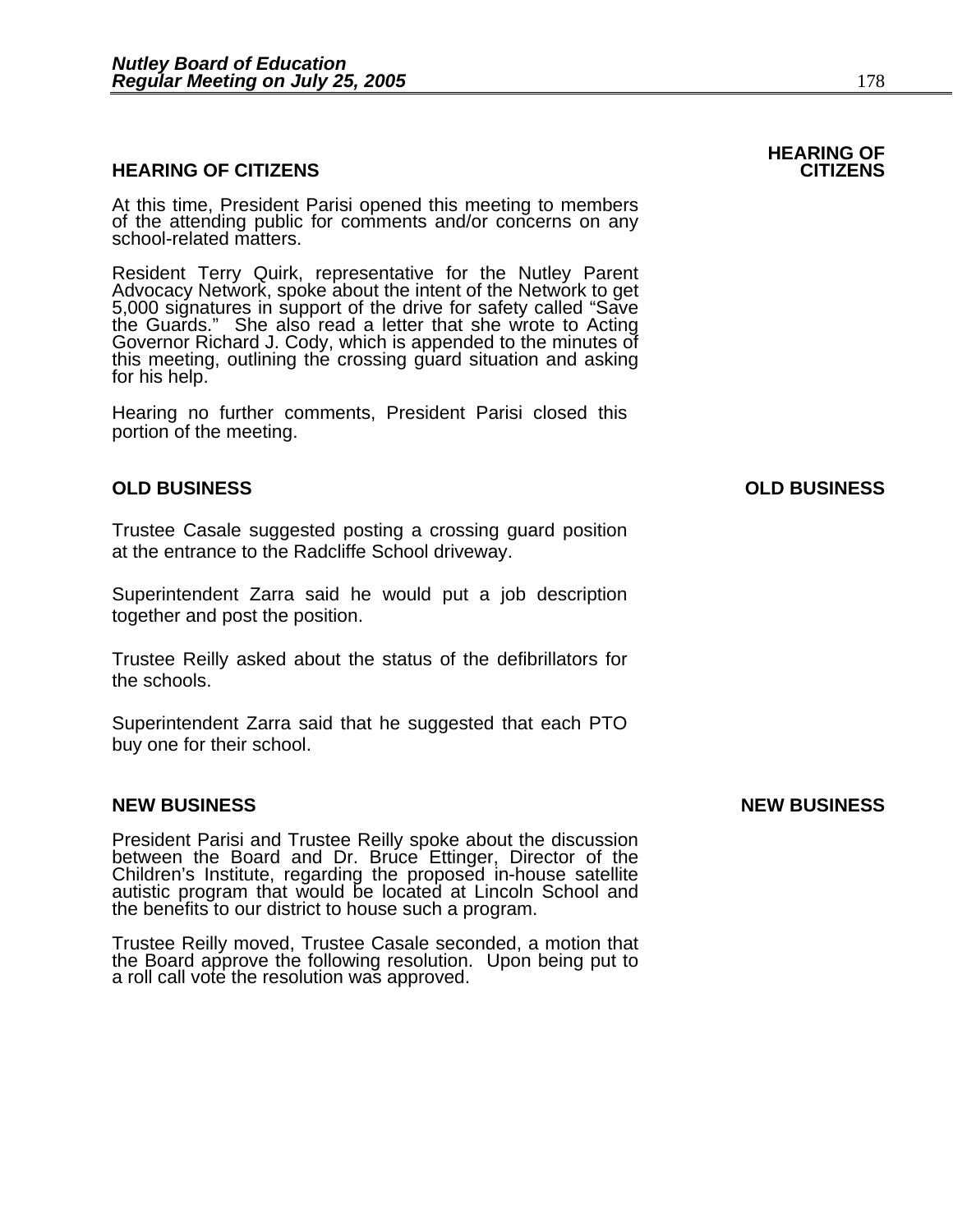## HEARING OF CITIZENS

**HEARING OF CITIZENS**

At this time, President Parisi opened this meeting to members of the attending public for comments and/or concerns on any school-related matters.

Resident Terry Quirk, representative for the Nutley Parent Advocacy Network, spoke about the intent of the Network to get 5,000 signatures in support of the drive for safety called "Save the Guards." She also read a letter that she wrote to Acting Governor Richard J. Cody, which is appended to the minutes of this meeting, outlining the crossing guard situation and asking for his help.

Hearing no further comments, President Parisi closed this portion of the meeting.

## OLD BUSINESS

**OLD BUSINESS**

Trustee Casale suggested posting a crossing guard position at the entrance to the Radcliffe School driveway.

Superintendent Zarra said he would put a job description together and post the position.

Trustee Reilly asked about the status of the defibrillators for the schools.

Superintendent Zarra said that he suggested that each PTO buy one for their school.

## NEW BUSINESS

**NEW BUSINESS**

President Parisi and Trustee Reilly spoke about the discussion between the Board and Dr. Bruce Ettinger, Director of the Children's Institute, regarding the proposed in-house satellite autistic program that would be located at Lincoln School and the benefits to our district to house such a program.

Trustee Reilly moved, Trustee Casale seconded, a motion that the Board approve the following resolution. Upon being put to a roll call vote the resolution was approved.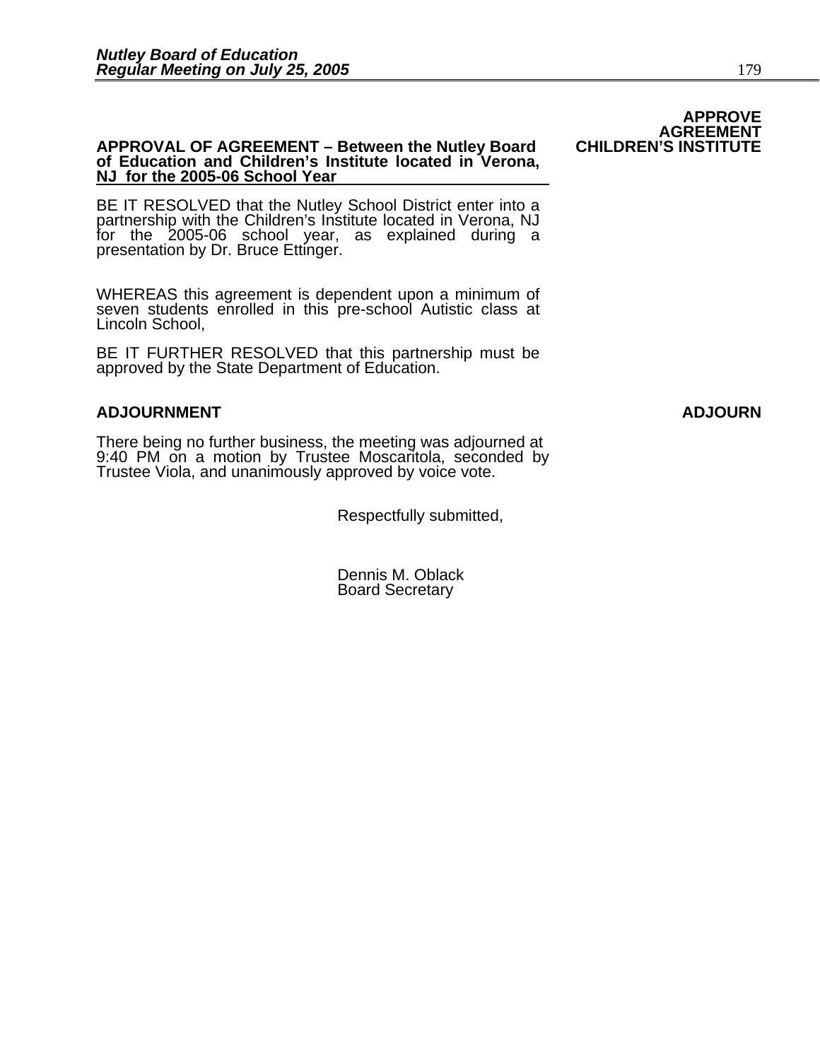**APPROVE AGREEMENT CHILDREN'S INSTITUTE**

**APPROVAL OF AGREEMENT – Between the Nutley Board of Education and Children's Institute located in Verona, NJ for the 2005-06 School Year**

BE IT RESOLVED that the Nutley School District enter into a partnership with the Children's Institute located in Verona, NJ for the 2005-06 school year, as explained during a presentation by Dr. Bruce Ettinger.

WHEREAS this agreement is dependent upon a minimum of seven students enrolled in this pre-school Autistic class at Lincoln School,

BE IT FURTHER RESOLVED that this partnership must be approved by the State Department of Education.

**ADJOURNMENT** **ADJOURN**

There being no further business, the meeting was adjourned at 9:40 PM on a motion by Trustee Moscaritola, seconded by Trustee Viola, and unanimously approved by voice vote.

Respectfully submitted,

Dennis M. Oblack
Board Secretary